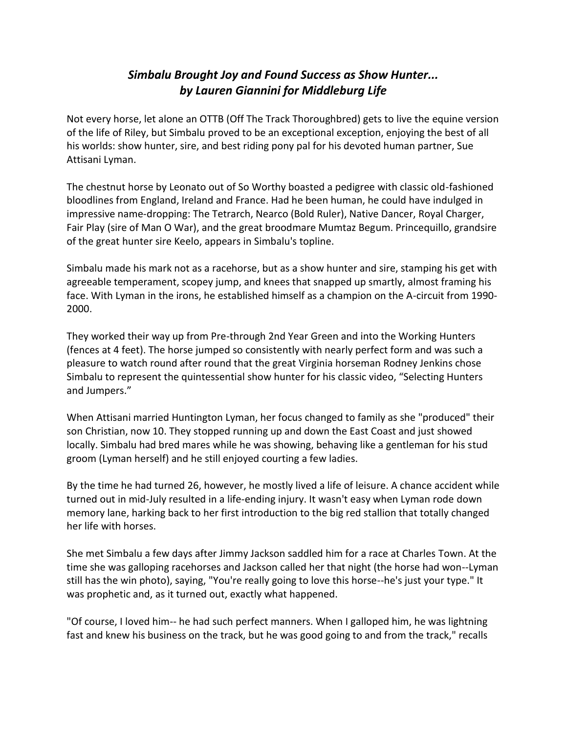## *Simbalu Brought Joy and Found Success as Show Hunter... by Lauren Giannini for Middleburg Life*

Not every horse, let alone an OTTB (Off The Track Thoroughbred) gets to live the equine version of the life of Riley, but Simbalu proved to be an exceptional exception, enjoying the best of all his worlds: show hunter, sire, and best riding pony pal for his devoted human partner, Sue Attisani Lyman.

The chestnut horse by Leonato out of So Worthy boasted a pedigree with classic old-fashioned bloodlines from England, Ireland and France. Had he been human, he could have indulged in impressive name-dropping: The Tetrarch, Nearco (Bold Ruler), Native Dancer, Royal Charger, Fair Play (sire of Man O War), and the great broodmare Mumtaz Begum. Princequillo, grandsire of the great hunter sire Keelo, appears in Simbalu's topline.

Simbalu made his mark not as a racehorse, but as a show hunter and sire, stamping his get with agreeable temperament, scopey jump, and knees that snapped up smartly, almost framing his face. With Lyman in the irons, he established himself as a champion on the A-circuit from 1990-2000.

They worked their way up from Pre-through 2nd Year Green and into the Working Hunters (fences at 4 feet). The horse jumped so consistently with nearly perfect form and was such a pleasure to watch round after round that the great Virginia horseman Rodney Jenkins chose Simbalu to represent the quintessential show hunter for his classic video, "Selecting Hunters and Jumpers."

When Attisani married Huntington Lyman, her focus changed to family as she "produced" their son Christian, now 10. They stopped running up and down the East Coast and just showed locally. Simbalu had bred mares while he was showing, behaving like a gentleman for his stud groom (Lyman herself) and he still enjoyed courting a few ladies.

By the time he had turned 26, however, he mostly lived a life of leisure. A chance accident while turned out in mid-July resulted in a life-ending injury. It wasn't easy when Lyman rode down memory lane, harking back to her first introduction to the big red stallion that totally changed her life with horses.

She met Simbalu a few days after Jimmy Jackson saddled him for a race at Charles Town. At the time she was galloping racehorses and Jackson called her that night (the horse had won--Lyman still has the win photo), saying, "You're really going to love this horse--he's just your type." It was prophetic and, as it turned out, exactly what happened.

"Of course, I loved him-- he had such perfect manners. When I galloped him, he was lightning fast and knew his business on the track, but he was good going to and from the track," recalls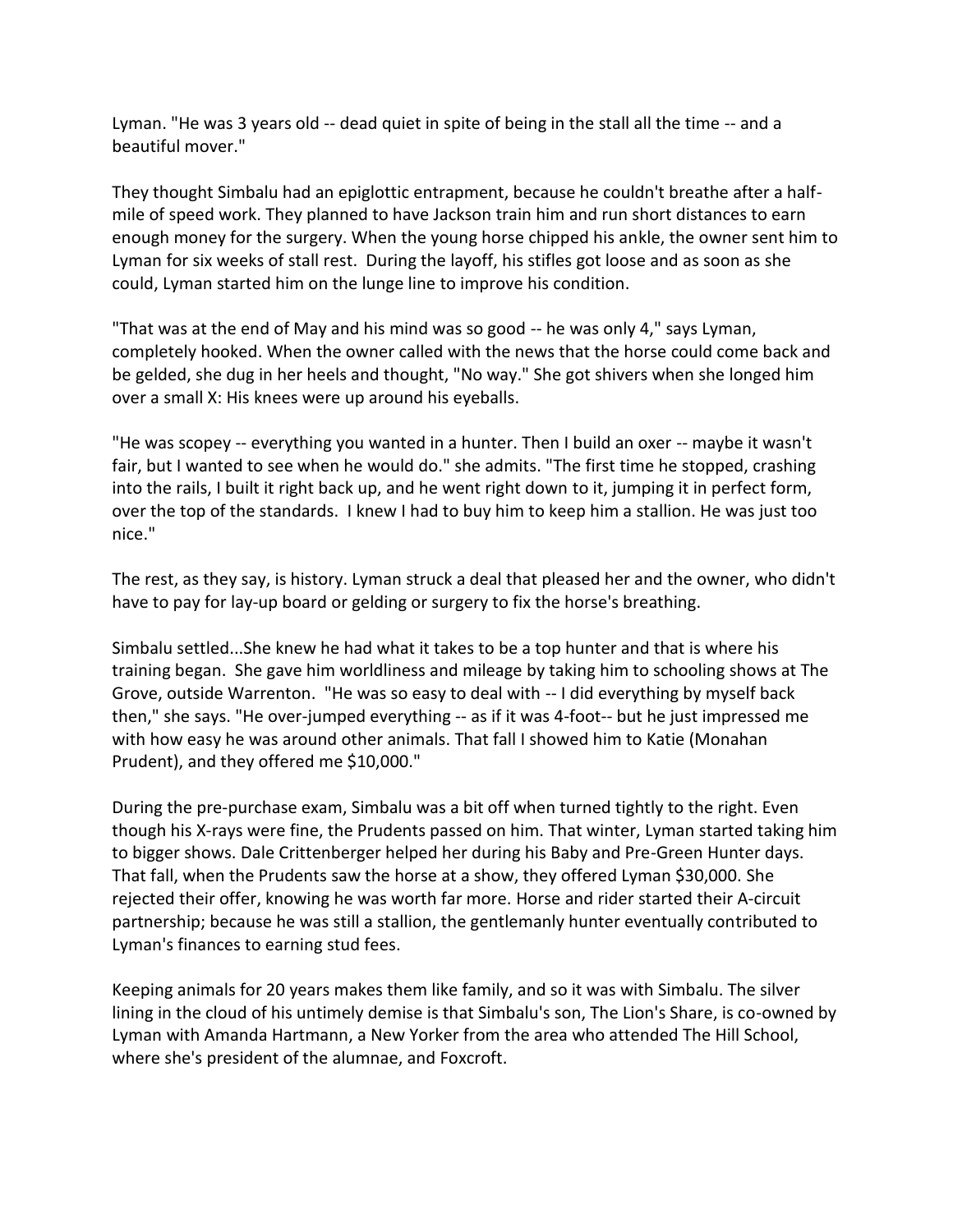Lyman. "He was 3 years old -- dead quiet in spite of being in the stall all the time -- and a beautiful mover."

They thought Simbalu had an epiglottic entrapment, because he couldn't breathe after a half-mile of speed work. They planned to have Jackson train him and run short distances to earn enough money for the surgery. When the young horse chipped his ankle, the owner sent him to Lyman for six weeks of stall rest. During the layoff, his stifles got loose and as soon as she could, Lyman started him on the lunge line to improve his condition.

"That was at the end of May and his mind was so good -- he was only 4," says Lyman, completely hooked. When the owner called with the news that the horse could come back and be gelded, she dug in her heels and thought, "No way." She got shivers when she longed him over a small X: His knees were up around his eyeballs.

"He was scopey -- everything you wanted in a hunter. Then I build an oxer -- maybe it wasn't fair, but I wanted to see when he would do." she admits. "The first time he stopped, crashing into the rails, I built it right back up, and he went right down to it, jumping it in perfect form, over the top of the standards. I knew I had to buy him to keep him a stallion. He was just too nice."

The rest, as they say, is history. Lyman struck a deal that pleased her and the owner, who didn't have to pay for lay-up board or gelding or surgery to fix the horse's breathing.

Simbalu settled...She knew he had what it takes to be a top hunter and that is where his training began. She gave him worldliness and mileage by taking him to schooling shows at The Grove, outside Warrenton. "He was so easy to deal with -- I did everything by myself back then," she says. "He over-jumped everything -- as if it was 4-foot-- but he just impressed me with how easy he was around other animals. That fall I showed him to Katie (Monahan Prudent), and they offered me $10,000."

During the pre-purchase exam, Simbalu was a bit off when turned tightly to the right. Even though his X-rays were fine, the Prudents passed on him. That winter, Lyman started taking him to bigger shows. Dale Crittenberger helped her during his Baby and Pre-Green Hunter days. That fall, when the Prudents saw the horse at a show, they offered Lyman $30,000. She rejected their offer, knowing he was worth far more. Horse and rider started their A-circuit partnership; because he was still a stallion, the gentlemanly hunter eventually contributed to Lyman's finances to earning stud fees.

Keeping animals for 20 years makes them like family, and so it was with Simbalu. The silver lining in the cloud of his untimely demise is that Simbalu's son, The Lion's Share, is co-owned by Lyman with Amanda Hartmann, a New Yorker from the area who attended The Hill School, where she's president of the alumnae, and Foxcroft.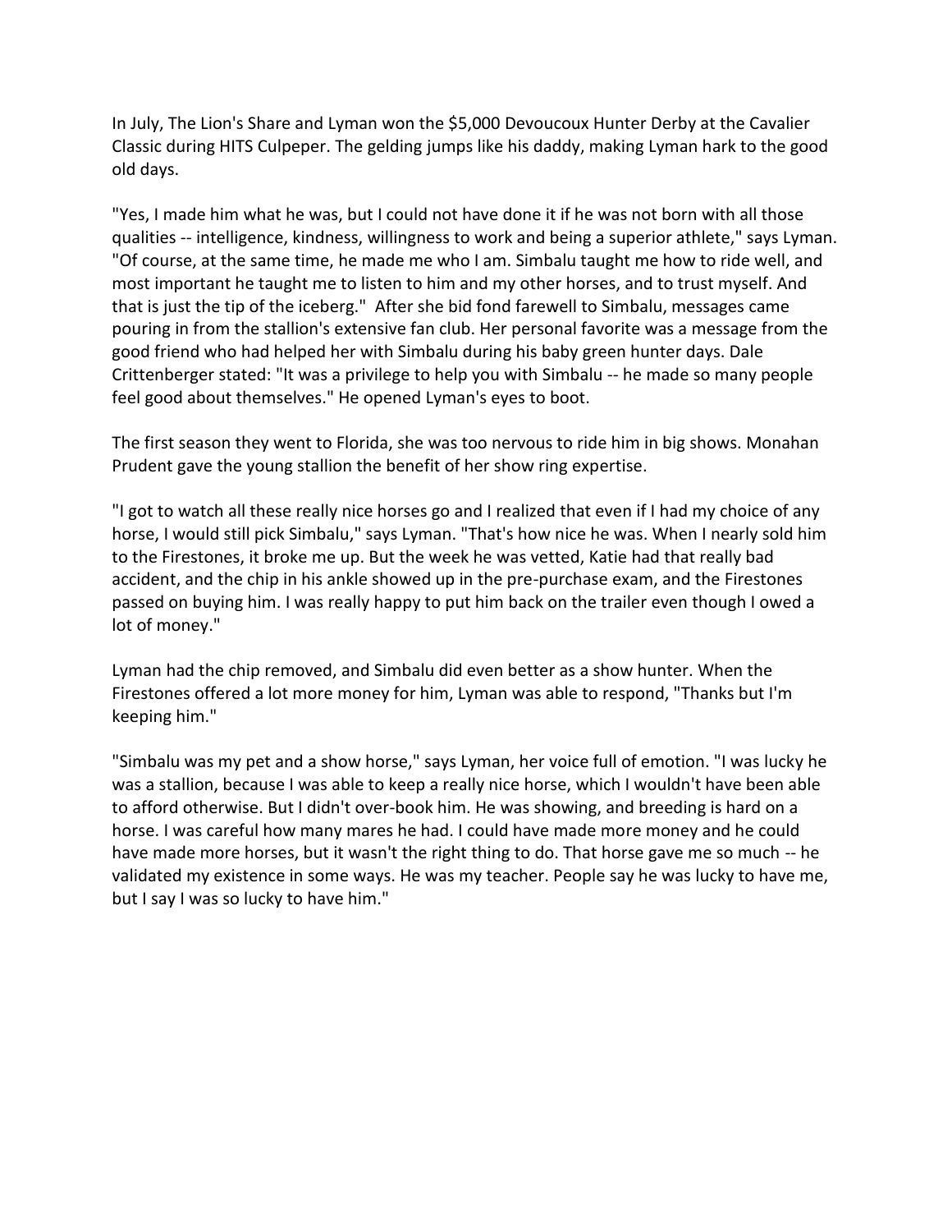In July, The Lion's Share and Lyman won the $5,000 Devoucoux Hunter Derby at the Cavalier Classic during HITS Culpeper. The gelding jumps like his daddy, making Lyman hark to the good old days.

"Yes, I made him what he was, but I could not have done it if he was not born with all those qualities -- intelligence, kindness, willingness to work and being a superior athlete," says Lyman. "Of course, at the same time, he made me who I am. Simbalu taught me how to ride well, and most important he taught me to listen to him and my other horses, and to trust myself. And that is just the tip of the iceberg." After she bid fond farewell to Simbalu, messages came pouring in from the stallion's extensive fan club. Her personal favorite was a message from the good friend who had helped her with Simbalu during his baby green hunter days. Dale Crittenberger stated: "It was a privilege to help you with Simbalu -- he made so many people feel good about themselves." He opened Lyman's eyes to boot.

The first season they went to Florida, she was too nervous to ride him in big shows. Monahan Prudent gave the young stallion the benefit of her show ring expertise.

"I got to watch all these really nice horses go and I realized that even if I had my choice of any horse, I would still pick Simbalu," says Lyman. "That's how nice he was. When I nearly sold him to the Firestones, it broke me up. But the week he was vetted, Katie had that really bad accident, and the chip in his ankle showed up in the pre-purchase exam, and the Firestones passed on buying him. I was really happy to put him back on the trailer even though I owed a lot of money."

Lyman had the chip removed, and Simbalu did even better as a show hunter. When the Firestones offered a lot more money for him, Lyman was able to respond, "Thanks but I'm keeping him."

"Simbalu was my pet and a show horse," says Lyman, her voice full of emotion. "I was lucky he was a stallion, because I was able to keep a really nice horse, which I wouldn't have been able to afford otherwise. But I didn't over-book him. He was showing, and breeding is hard on a horse. I was careful how many mares he had. I could have made more money and he could have made more horses, but it wasn't the right thing to do. That horse gave me so much -- he validated my existence in some ways. He was my teacher. People say he was lucky to have me, but I say I was so lucky to have him."